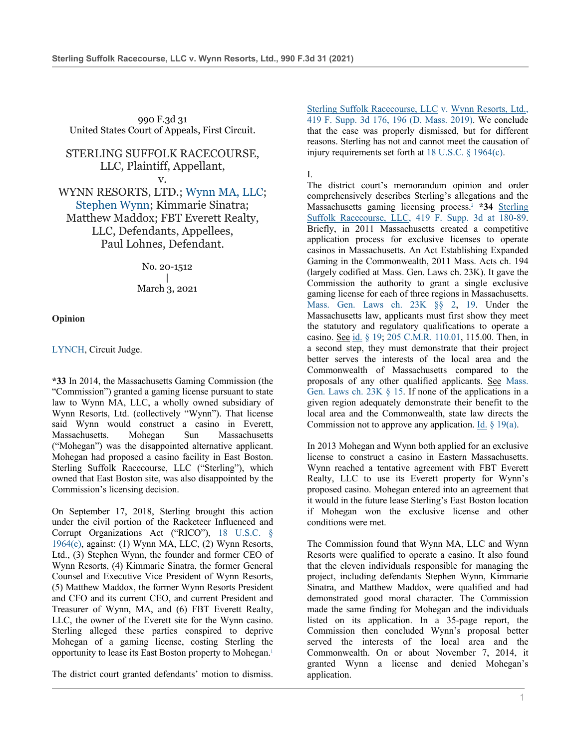990 F.3d 31
United States Court of Appeals, First Circuit.

STERLING SUFFOLK RACECOURSE, LLC, Plaintiff, Appellant,
v.
WYNN RESORTS, LTD.; Wynn MA, LLC; Stephen Wynn; Kimmarie Sinatra; Matthew Maddox; FBT Everett Realty, LLC, Defendants, Appellees,
Paul Lohnes, Defendant.

No. 20-1512
|
March 3, 2021

**Opinion**

LYNCH, Circuit Judge.

**\*33** In 2014, the Massachusetts Gaming Commission (the "Commission") granted a gaming license pursuant to state law to Wynn MA, LLC, a wholly owned subsidiary of Wynn Resorts, Ltd. (collectively "Wynn"). That license said Wynn would construct a casino in Everett, Massachusetts. Mohegan Sun Massachusetts ("Mohegan") was the disappointed alternative applicant. Mohegan had proposed a casino facility in East Boston. Sterling Suffolk Racecourse, LLC ("Sterling"), which owned that East Boston site, was also disappointed by the Commission's licensing decision.

On September 17, 2018, Sterling brought this action under the civil portion of the Racketeer Influenced and Corrupt Organizations Act ("RICO"), 18 U.S.C. § 1964(c), against: (1) Wynn MA, LLC, (2) Wynn Resorts, Ltd., (3) Stephen Wynn, the founder and former CEO of Wynn Resorts, (4) Kimmarie Sinatra, the former General Counsel and Executive Vice President of Wynn Resorts, (5) Matthew Maddox, the former Wynn Resorts President and CFO and its current CEO, and current President and Treasurer of Wynn, MA, and (6) FBT Everett Realty, LLC, the owner of the Everett site for the Wynn casino. Sterling alleged these parties conspired to deprive Mohegan of a gaming license, costing Sterling the opportunity to lease its East Boston property to Mohegan.[1]

The district court granted defendants' motion to dismiss. Sterling Suffolk Racecourse, LLC v. Wynn Resorts, Ltd., 419 F. Supp. 3d 176, 196 (D. Mass. 2019). We conclude that the case was properly dismissed, but for different reasons. Sterling has not and cannot meet the causation of injury requirements set forth at 18 U.S.C. § 1964(c).

I.

The district court's memorandum opinion and order comprehensively describes Sterling's allegations and the Massachusetts gaming licensing process.[2] **\*34** Sterling Suffolk Racecourse, LLC, 419 F. Supp. 3d at 180-89. Briefly, in 2011 Massachusetts created a competitive application process for exclusive licenses to operate casinos in Massachusetts. An Act Establishing Expanded Gaming in the Commonwealth, 2011 Mass. Acts ch. 194 (largely codified at Mass. Gen. Laws ch. 23K). It gave the Commission the authority to grant a single exclusive gaming license for each of three regions in Massachusetts. Mass. Gen. Laws ch. 23K §§ 2, 19. Under the Massachusetts law, applicants must first show they meet the statutory and regulatory qualifications to operate a casino. See id. § 19; 205 C.M.R. 110.01, 115.00. Then, in a second step, they must demonstrate that their project better serves the interests of the local area and the Commonwealth of Massachusetts compared to the proposals of any other qualified applicants. See Mass. Gen. Laws ch. 23K § 15. If none of the applications in a given region adequately demonstrate their benefit to the local area and the Commonwealth, state law directs the Commission not to approve any application. Id. § 19(a).

In 2013 Mohegan and Wynn both applied for an exclusive license to construct a casino in Eastern Massachusetts. Wynn reached a tentative agreement with FBT Everett Realty, LLC to use its Everett property for Wynn's proposed casino. Mohegan entered into an agreement that it would in the future lease Sterling's East Boston location if Mohegan won the exclusive license and other conditions were met.

The Commission found that Wynn MA, LLC and Wynn Resorts were qualified to operate a casino. It also found that the eleven individuals responsible for managing the project, including defendants Stephen Wynn, Kimmarie Sinatra, and Matthew Maddox, were qualified and had demonstrated good moral character. The Commission made the same finding for Mohegan and the individuals listed on its application. In a 35-page report, the Commission then concluded Wynn's proposal better served the interests of the local area and the Commonwealth. On or about November 7, 2014, it granted Wynn a license and denied Mohegan's application.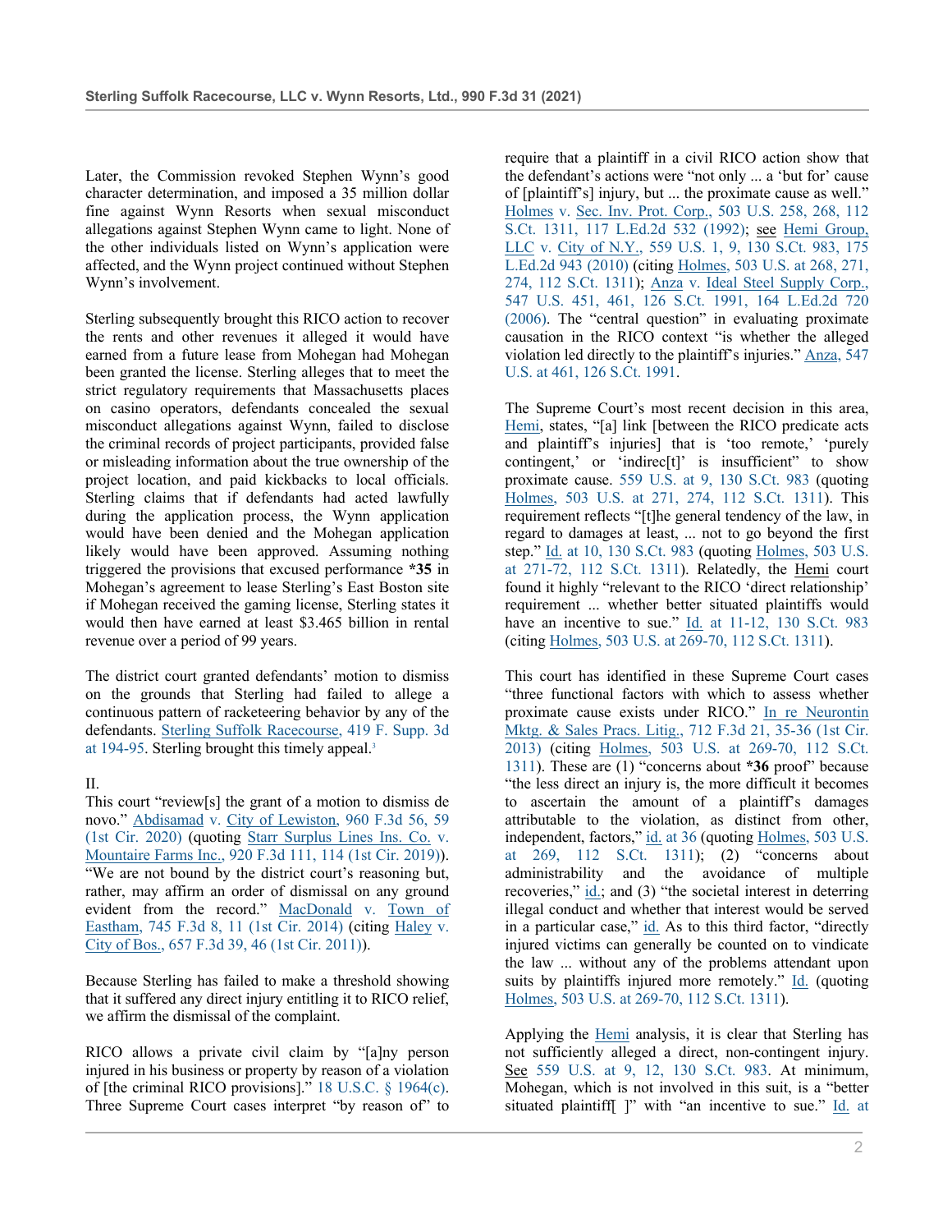Later, the Commission revoked Stephen Wynn's good character determination, and imposed a 35 million dollar fine against Wynn Resorts when sexual misconduct allegations against Stephen Wynn came to light. None of the other individuals listed on Wynn's application were affected, and the Wynn project continued without Stephen Wynn's involvement.

Sterling subsequently brought this RICO action to recover the rents and other revenues it alleged it would have earned from a future lease from Mohegan had Mohegan been granted the license. Sterling alleges that to meet the strict regulatory requirements that Massachusetts places on casino operators, defendants concealed the sexual misconduct allegations against Wynn, failed to disclose the criminal records of project participants, provided false or misleading information about the true ownership of the project location, and paid kickbacks to local officials. Sterling claims that if defendants had acted lawfully during the application process, the Wynn application would have been denied and the Mohegan application likely would have been approved. Assuming nothing triggered the provisions that excused performance **\*35** in Mohegan's agreement to lease Sterling's East Boston site if Mohegan received the gaming license, Sterling states it would then have earned at least $3.465 billion in rental revenue over a period of 99 years.

The district court granted defendants' motion to dismiss on the grounds that Sterling had failed to allege a continuous pattern of racketeering behavior by any of the defendants. Sterling Suffolk Racecourse, 419 F. Supp. 3d at 194-95. Sterling brought this timely appeal.[3]

II.

This court "review[s] the grant of a motion to dismiss de novo." Abdisamad v. City of Lewiston, 960 F.3d 56, 59 (1st Cir. 2020) (quoting Starr Surplus Lines Ins. Co. v. Mountaire Farms Inc., 920 F.3d 111, 114 (1st Cir. 2019)). "We are not bound by the district court's reasoning but, rather, may affirm an order of dismissal on any ground evident from the record." MacDonald v. Town of Eastham, 745 F.3d 8, 11 (1st Cir. 2014) (citing Haley v. City of Bos., 657 F.3d 39, 46 (1st Cir. 2011)).

Because Sterling has failed to make a threshold showing that it suffered any direct injury entitling it to RICO relief, we affirm the dismissal of the complaint.

RICO allows a private civil claim by "[a]ny person injured in his business or property by reason of a violation of [the criminal RICO provisions]." 18 U.S.C. § 1964(c). Three Supreme Court cases interpret "by reason of" to require that a plaintiff in a civil RICO action show that the defendant's actions were "not only ... a 'but for' cause of [plaintiff's] injury, but ... the proximate cause as well." Holmes v. Sec. Inv. Prot. Corp., 503 U.S. 258, 268, 112 S.Ct. 1311, 117 L.Ed.2d 532 (1992); see Hemi Group, LLC v. City of N.Y., 559 U.S. 1, 9, 130 S.Ct. 983, 175 L.Ed.2d 943 (2010) (citing Holmes, 503 U.S. at 268, 271, 274, 112 S.Ct. 1311); Anza v. Ideal Steel Supply Corp., 547 U.S. 451, 461, 126 S.Ct. 1991, 164 L.Ed.2d 720 (2006). The "central question" in evaluating proximate causation in the RICO context "is whether the alleged violation led directly to the plaintiff's injuries." Anza, 547 U.S. at 461, 126 S.Ct. 1991.

The Supreme Court's most recent decision in this area, Hemi, states, "[a] link [between the RICO predicate acts and plaintiff's injuries] that is 'too remote,' 'purely contingent,' or 'indirec[t]' is insufficient" to show proximate cause. 559 U.S. at 9, 130 S.Ct. 983 (quoting Holmes, 503 U.S. at 271, 274, 112 S.Ct. 1311). This requirement reflects "[t]he general tendency of the law, in regard to damages at least, ... not to go beyond the first step." Id. at 10, 130 S.Ct. 983 (quoting Holmes, 503 U.S. at 271-72, 112 S.Ct. 1311). Relatedly, the Hemi court found it highly "relevant to the RICO 'direct relationship' requirement ... whether better situated plaintiffs would have an incentive to sue." Id. at 11-12, 130 S.Ct. 983 (citing Holmes, 503 U.S. at 269-70, 112 S.Ct. 1311).

This court has identified in these Supreme Court cases "three functional factors with which to assess whether proximate cause exists under RICO." In re Neurontin Mktg. & Sales Pracs. Litig., 712 F.3d 21, 35-36 (1st Cir. 2013) (citing Holmes, 503 U.S. at 269-70, 112 S.Ct. 1311). These are (1) "concerns about **\*36** proof" because "the less direct an injury is, the more difficult it becomes to ascertain the amount of a plaintiff's damages attributable to the violation, as distinct from other, independent, factors," id. at 36 (quoting Holmes, 503 U.S. at 269, 112 S.Ct. 1311); (2) "concerns about administrability and the avoidance of multiple recoveries," id.; and (3) "the societal interest in deterring illegal conduct and whether that interest would be served in a particular case," id. As to this third factor, "directly injured victims can generally be counted on to vindicate the law ... without any of the problems attendant upon suits by plaintiffs injured more remotely." Id. (quoting Holmes, 503 U.S. at 269-70, 112 S.Ct. 1311).

Applying the Hemi analysis, it is clear that Sterling has not sufficiently alleged a direct, non-contingent injury. See 559 U.S. at 9, 12, 130 S.Ct. 983. At minimum, Mohegan, which is not involved in this suit, is a "better situated plaintiff[ ]" with "an incentive to sue." Id. at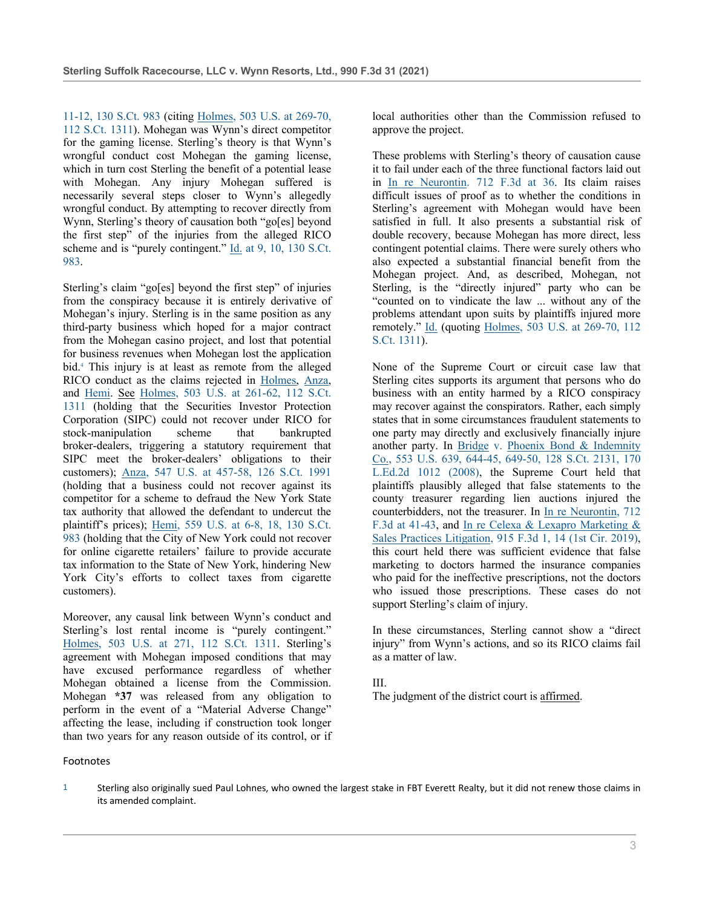11-12, 130 S.Ct. 983 (citing Holmes, 503 U.S. at 269-70, 112 S.Ct. 1311). Mohegan was Wynn's direct competitor for the gaming license. Sterling's theory is that Wynn's wrongful conduct cost Mohegan the gaming license, which in turn cost Sterling the benefit of a potential lease with Mohegan. Any injury Mohegan suffered is necessarily several steps closer to Wynn's allegedly wrongful conduct. By attempting to recover directly from Wynn, Sterling's theory of causation both "go[es] beyond the first step" of the injuries from the alleged RICO scheme and is "purely contingent." Id. at 9, 10, 130 S.Ct. 983.

Sterling's claim "go[es] beyond the first step" of injuries from the conspiracy because it is entirely derivative of Mohegan's injury. Sterling is in the same position as any third-party business which hoped for a major contract from the Mohegan casino project, and lost that potential for business revenues when Mohegan lost the application bid.[4] This injury is at least as remote from the alleged RICO conduct as the claims rejected in Holmes, Anza, and Hemi. See Holmes, 503 U.S. at 261-62, 112 S.Ct. 1311 (holding that the Securities Investor Protection Corporation (SIPC) could not recover under RICO for stock-manipulation scheme that bankrupted broker-dealers, triggering a statutory requirement that SIPC meet the broker-dealers' obligations to their customers); Anza, 547 U.S. at 457-58, 126 S.Ct. 1991 (holding that a business could not recover against its competitor for a scheme to defraud the New York State tax authority that allowed the defendant to undercut the plaintiff's prices); Hemi, 559 U.S. at 6-8, 18, 130 S.Ct. 983 (holding that the City of New York could not recover for online cigarette retailers' failure to provide accurate tax information to the State of New York, hindering New York City's efforts to collect taxes from cigarette customers).

Moreover, any causal link between Wynn's conduct and Sterling's lost rental income is "purely contingent." Holmes, 503 U.S. at 271, 112 S.Ct. 1311. Sterling's agreement with Mohegan imposed conditions that may have excused performance regardless of whether Mohegan obtained a license from the Commission. Mohegan **\*37** was released from any obligation to perform in the event of a "Material Adverse Change" affecting the lease, including if construction took longer than two years for any reason outside of its control, or if local authorities other than the Commission refused to approve the project.

These problems with Sterling's theory of causation cause it to fail under each of the three functional factors laid out in In re Neurontin, 712 F.3d at 36. Its claim raises difficult issues of proof as to whether the conditions in Sterling's agreement with Mohegan would have been satisfied in full. It also presents a substantial risk of double recovery, because Mohegan has more direct, less contingent potential claims. There were surely others who also expected a substantial financial benefit from the Mohegan project. And, as described, Mohegan, not Sterling, is the "directly injured" party who can be "counted on to vindicate the law ... without any of the problems attendant upon suits by plaintiffs injured more remotely." Id. (quoting Holmes, 503 U.S. at 269-70, 112 S.Ct. 1311).

None of the Supreme Court or circuit case law that Sterling cites supports its argument that persons who do business with an entity harmed by a RICO conspiracy may recover against the conspirators. Rather, each simply states that in some circumstances fraudulent statements to one party may directly and exclusively financially injure another party. In Bridge v. Phoenix Bond & Indemnity Co., 553 U.S. 639, 644-45, 649-50, 128 S.Ct. 2131, 170 L.Ed.2d 1012 (2008), the Supreme Court held that plaintiffs plausibly alleged that false statements to the county treasurer regarding lien auctions injured the counterbidders, not the treasurer. In In re Neurontin, 712 F.3d at 41-43, and In re Celexa & Lexapro Marketing & Sales Practices Litigation, 915 F.3d 1, 14 (1st Cir. 2019), this court held there was sufficient evidence that false marketing to doctors harmed the insurance companies who paid for the ineffective prescriptions, not the doctors who issued those prescriptions. These cases do not support Sterling's claim of injury.

In these circumstances, Sterling cannot show a "direct injury" from Wynn's actions, and so its RICO claims fail as a matter of law.

## III.

The judgment of the district court is affirmed.

Footnotes

1 Sterling also originally sued Paul Lohnes, who owned the largest stake in FBT Everett Realty, but it did not renew those claims in its amended complaint.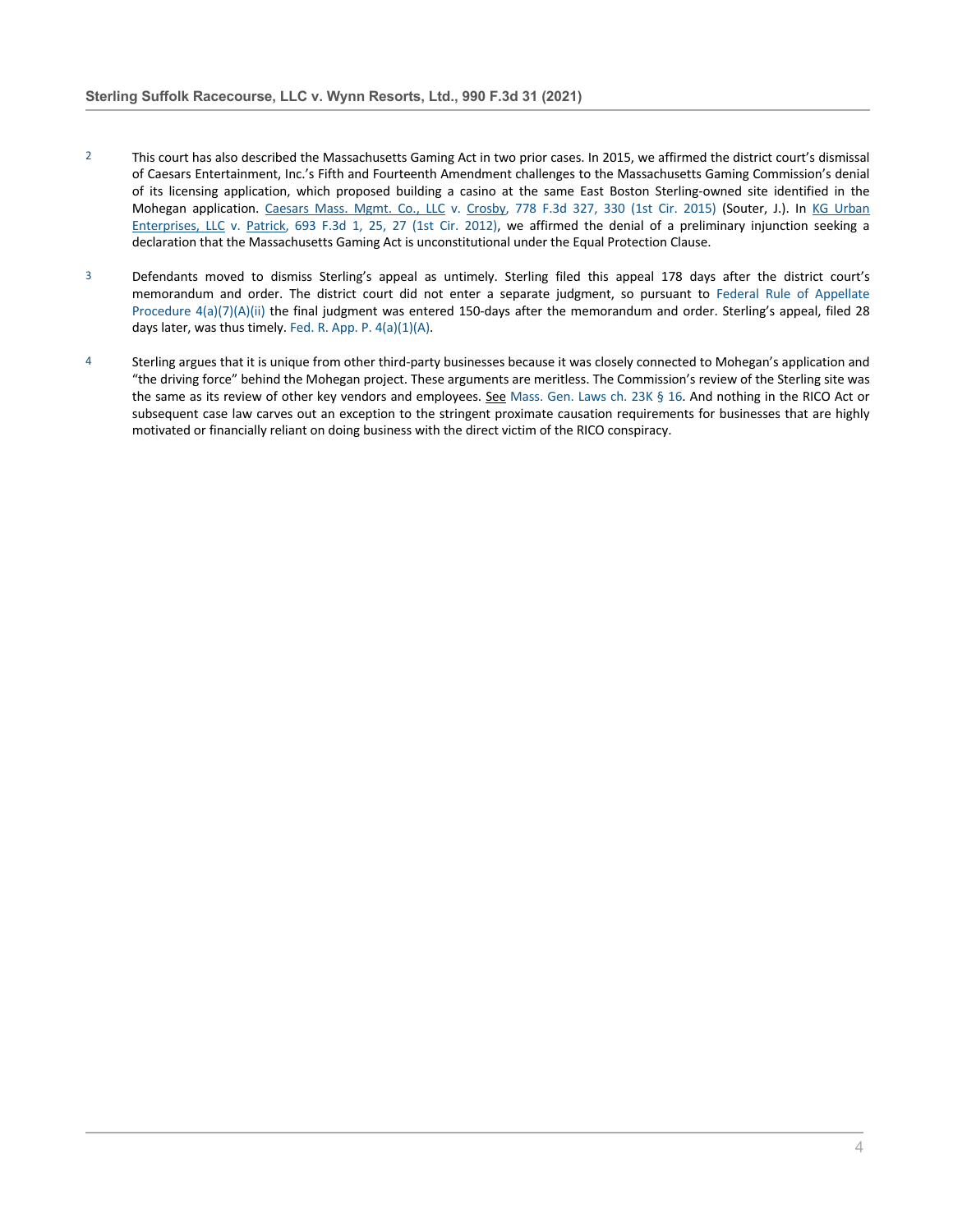2 This court has also described the Massachusetts Gaming Act in two prior cases. In 2015, we affirmed the district court's dismissal of Caesars Entertainment, Inc.'s Fifth and Fourteenth Amendment challenges to the Massachusetts Gaming Commission's denial of its licensing application, which proposed building a casino at the same East Boston Sterling-owned site identified in the Mohegan application. Caesars Mass. Mgmt. Co., LLC v. Crosby, 778 F.3d 327, 330 (1st Cir. 2015) (Souter, J.). In KG Urban Enterprises, LLC v. Patrick, 693 F.3d 1, 25, 27 (1st Cir. 2012), we affirmed the denial of a preliminary injunction seeking a declaration that the Massachusetts Gaming Act is unconstitutional under the Equal Protection Clause.

3 Defendants moved to dismiss Sterling's appeal as untimely. Sterling filed this appeal 178 days after the district court's memorandum and order. The district court did not enter a separate judgment, so pursuant to Federal Rule of Appellate Procedure 4(a)(7)(A)(ii) the final judgment was entered 150-days after the memorandum and order. Sterling's appeal, filed 28 days later, was thus timely. Fed. R. App. P. 4(a)(1)(A).

4 Sterling argues that it is unique from other third-party businesses because it was closely connected to Mohegan's application and "the driving force" behind the Mohegan project. These arguments are meritless. The Commission's review of the Sterling site was the same as its review of other key vendors and employees. See Mass. Gen. Laws ch. 23K § 16. And nothing in the RICO Act or subsequent case law carves out an exception to the stringent proximate causation requirements for businesses that are highly motivated or financially reliant on doing business with the direct victim of the RICO conspiracy.